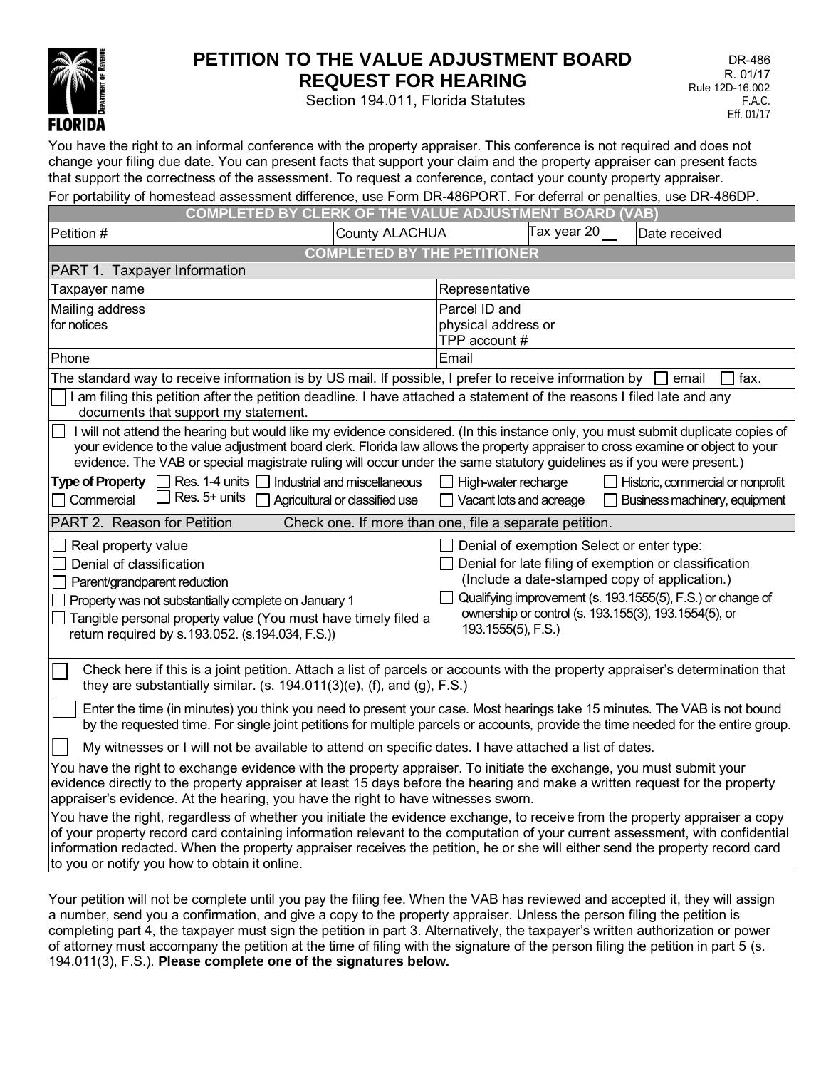# PETITION TO THE VALUE ADJUSTMENT BOARD REQUEST FOR HEARING

Section 194.011, Florida Statutes

DR-486
R. 01/17
Rule 12D-16.002
F.A.C.
Eff. 01/17

You have the right to an informal conference with the property appraiser. This conference is not required and does not change your filing due date. You can present facts that support your claim and the property appraiser can present facts that support the correctness of the assessment. To request a conference, contact your county property appraiser.

For portability of homestead assessment difference, use Form DR-486PORT. For deferral or penalties, use DR-486DP.

**COMPLETED BY CLERK OF THE VALUE ADJUSTMENT BOARD (VAB)**

| Petition # | County ALACHUA | Tax year 20 __ | Date received |
|---|---|---|---|

**COMPLETED BY THE PETITIONER**

PART 1. Taxpayer Information

| | |
|---|---|
| Taxpayer name | Representative |
| Mailing address for notices | Parcel ID and physical address or TPP account # |
| Phone | Email |

The standard way to receive information is by US mail. If possible, I prefer to receive information by ☐ email ☐ fax.

☐ I am filing this petition after the petition deadline. I have attached a statement of the reasons I filed late and any documents that support my statement.

☐ I will not attend the hearing but would like my evidence considered. (In this instance only, you must submit duplicate copies of your evidence to the value adjustment board clerk. Florida law allows the property appraiser to cross examine or object to your evidence. The VAB or special magistrate ruling will occur under the same statutory guidelines as if you were present.)

**Type of Property** ☐ Res. 1-4 units ☐ Industrial and miscellaneous ☐ High-water recharge ☐ Historic, commercial or nonprofit
☐ Commercial ☐ Res. 5+ units ☐ Agricultural or classified use ☐ Vacant lots and acreage ☐ Business machinery, equipment

PART 2. Reason for Petition — Check one. If more than one, file a separate petition.

- ☐ Real property value
- ☐ Denial of classification
- ☐ Parent/grandparent reduction
- ☐ Property was not substantially complete on January 1
- ☐ Tangible personal property value (You must have timely filed a return required by s.193.052. (s.194.034, F.S.))
- ☐ Denial of exemption Select or enter type:
- ☐ Denial for late filing of exemption or classification (Include a date-stamped copy of application.)
- ☐ Qualifying improvement (s. 193.1555(5), F.S.) or change of ownership or control (s. 193.155(3), 193.1554(5), or 193.1555(5), F.S.)

☐ Check here if this is a joint petition. Attach a list of parcels or accounts with the property appraiser's determination that they are substantially similar. (s. 194.011(3)(e), (f), and (g), F.S.)

☐ Enter the time (in minutes) you think you need to present your case. Most hearings take 15 minutes. The VAB is not bound by the requested time. For single joint petitions for multiple parcels or accounts, provide the time needed for the entire group.

☐ My witnesses or I will not be available to attend on specific dates. I have attached a list of dates.

You have the right to exchange evidence with the property appraiser. To initiate the exchange, you must submit your evidence directly to the property appraiser at least 15 days before the hearing and make a written request for the property appraiser's evidence. At the hearing, you have the right to have witnesses sworn.

You have the right, regardless of whether you initiate the evidence exchange, to receive from the property appraiser a copy of your property record card containing information relevant to the computation of your current assessment, with confidential information redacted. When the property appraiser receives the petition, he or she will either send the property record card to you or notify you how to obtain it online.

Your petition will not be complete until you pay the filing fee. When the VAB has reviewed and accepted it, they will assign a number, send you a confirmation, and give a copy to the property appraiser. Unless the person filing the petition is completing part 4, the taxpayer must sign the petition in part 3. Alternatively, the taxpayer's written authorization or power of attorney must accompany the petition at the time of filing with the signature of the person filing the petition in part 5 (s. 194.011(3), F.S.). **Please complete one of the signatures below.**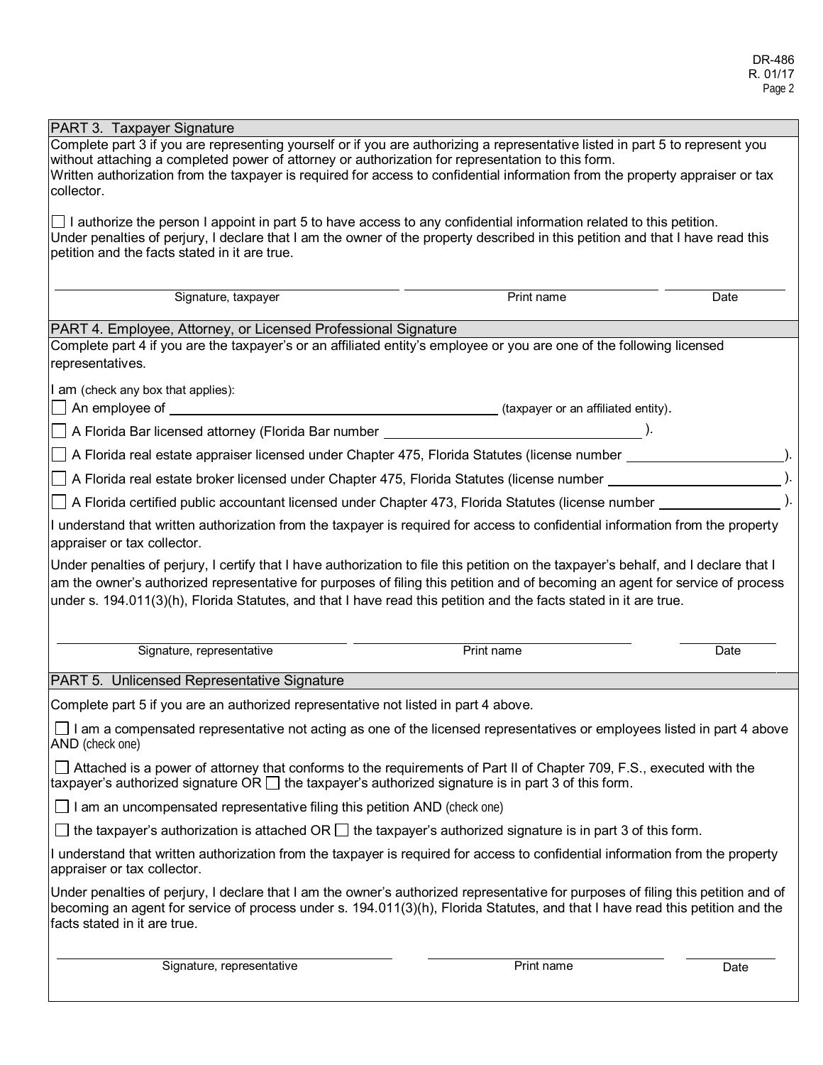## PART 3. Taxpayer Signature

Complete part 3 if you are representing yourself or if you are authorizing a representative listed in part 5 to represent you without attaching a completed power of attorney or authorization for representation to this form.
Written authorization from the taxpayer is required for access to confidential information from the property appraiser or tax collector.

☐ I authorize the person I appoint in part 5 to have access to any confidential information related to this petition.
Under penalties of perjury, I declare that I am the owner of the property described in this petition and that I have read this petition and the facts stated in it are true.

| | | |
|---|---|---|
| Signature, taxpayer | Print name | Date |

## PART 4. Employee, Attorney, or Licensed Professional Signature

Complete part 4 if you are the taxpayer's or an affiliated entity's employee or you are one of the following licensed representatives.

I am (check any box that applies):

☐ An employee of ________________________ (taxpayer or an affiliated entity).

☐ A Florida Bar licensed attorney (Florida Bar number ________________).

☐ A Florida real estate appraiser licensed under Chapter 475, Florida Statutes (license number ________________).

☐ A Florida real estate broker licensed under Chapter 475, Florida Statutes (license number ________________).

☐ A Florida certified public accountant licensed under Chapter 473, Florida Statutes (license number ________________).

I understand that written authorization from the taxpayer is required for access to confidential information from the property appraiser or tax collector.

Under penalties of perjury, I certify that I have authorization to file this petition on the taxpayer's behalf, and I declare that I am the owner's authorized representative for purposes of filing this petition and of becoming an agent for service of process under s. 194.011(3)(h), Florida Statutes, and that I have read this petition and the facts stated in it are true.

| | | |
|---|---|---|
| Signature, representative | Print name | Date |

## PART 5. Unlicensed Representative Signature

Complete part 5 if you are an authorized representative not listed in part 4 above.

☐ I am a compensated representative not acting as one of the licensed representatives or employees listed in part 4 above AND (check one)

☐ Attached is a power of attorney that conforms to the requirements of Part II of Chapter 709, F.S., executed with the taxpayer's authorized signature OR ☐ the taxpayer's authorized signature is in part 3 of this form.

☐ I am an uncompensated representative filing this petition AND (check one)

☐ the taxpayer's authorization is attached OR ☐ the taxpayer's authorized signature is in part 3 of this form.

I understand that written authorization from the taxpayer is required for access to confidential information from the property appraiser or tax collector.

Under penalties of perjury, I declare that I am the owner's authorized representative for purposes of filing this petition and of becoming an agent for service of process under s. 194.011(3)(h), Florida Statutes, and that I have read this petition and the facts stated in it are true.

| | | |
|---|---|---|
| Signature, representative | Print name | Date |